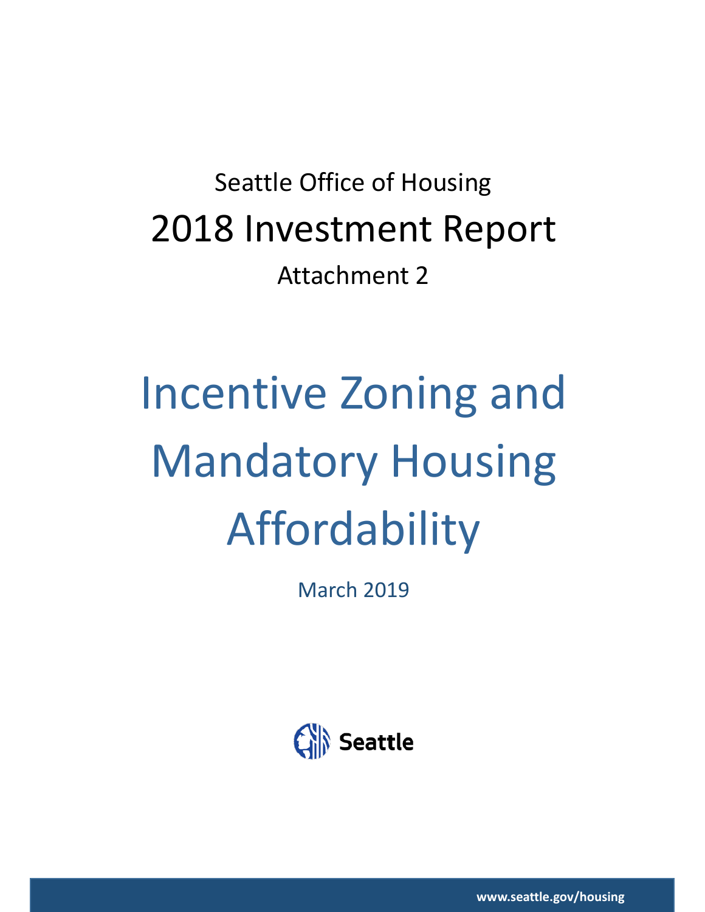Seattle Office of Housing

# 2018 Investment Report

Attachment 2

# Incentive Zoning and Mandatory Housing Affordability

March 2019

Seattle

www.seattle.gov/housing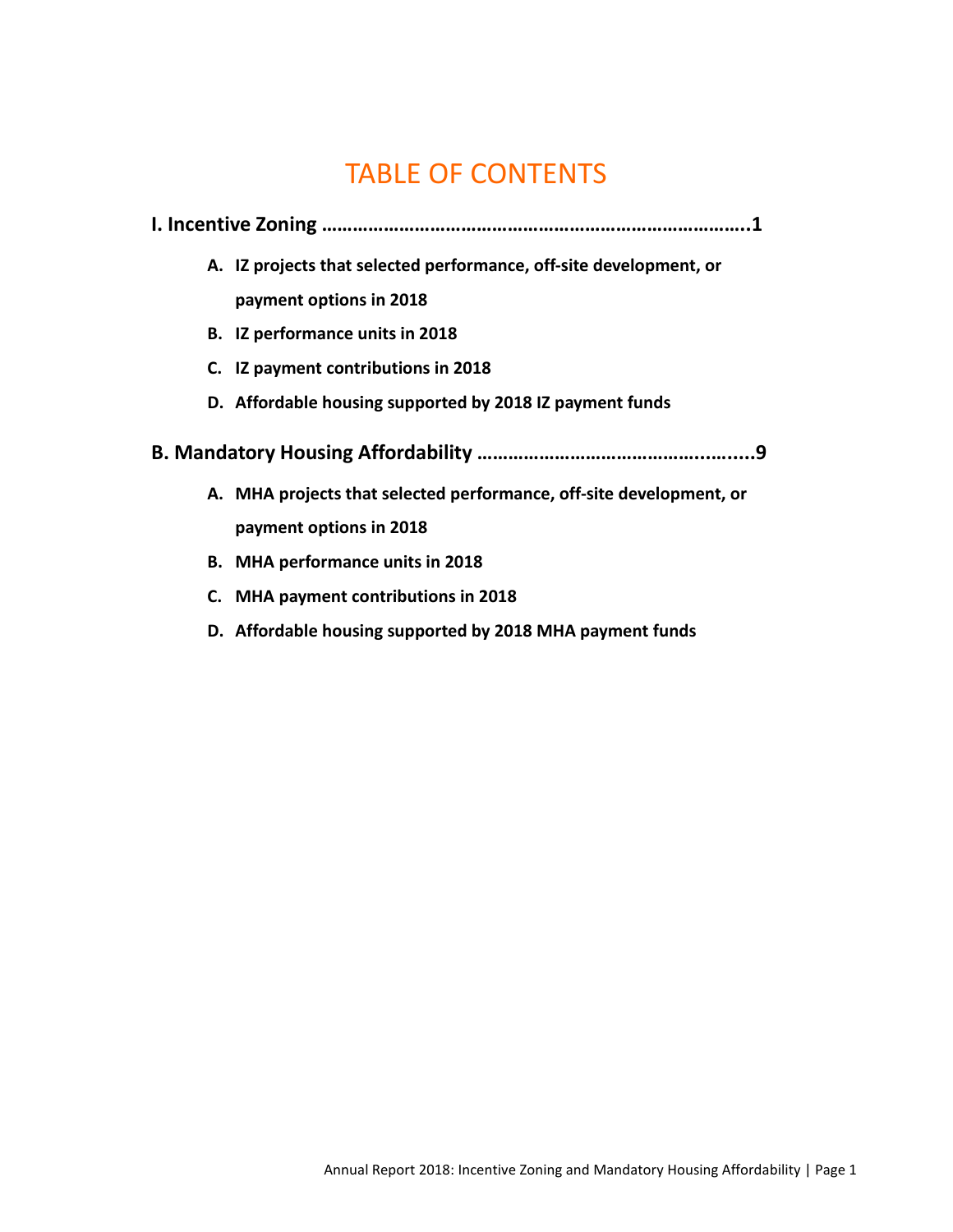# TABLE OF CONTENTS

**I. Incentive Zoning ……………………………………………………………………..1**

- **A. IZ projects that selected performance, off-site development, or payment options in 2018**
- **B. IZ performance units in 2018**
- **C. IZ payment contributions in 2018**
- **D. Affordable housing supported by 2018 IZ payment funds**

**B. Mandatory Housing Affordability ……………………………………….…....9**

- **A. MHA projects that selected performance, off-site development, or payment options in 2018**
- **B. MHA performance units in 2018**
- **C. MHA payment contributions in 2018**
- **D. Affordable housing supported by 2018 MHA payment funds**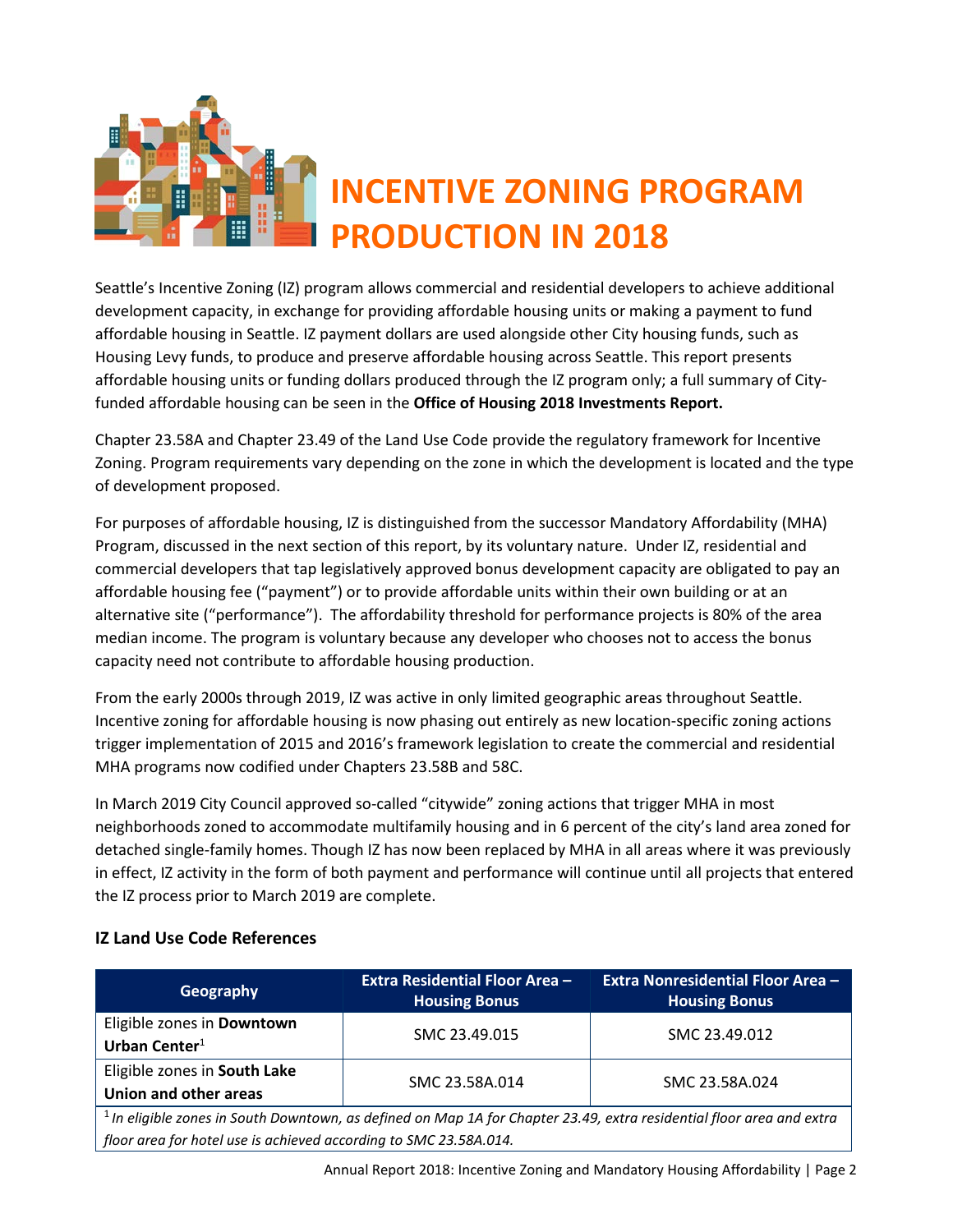# INCENTIVE ZONING PROGRAM PRODUCTION IN 2018

Seattle's Incentive Zoning (IZ) program allows commercial and residential developers to achieve additional development capacity, in exchange for providing affordable housing units or making a payment to fund affordable housing in Seattle. IZ payment dollars are used alongside other City housing funds, such as Housing Levy funds, to produce and preserve affordable housing across Seattle. This report presents affordable housing units or funding dollars produced through the IZ program only; a full summary of City-funded affordable housing can be seen in the **Office of Housing 2018 Investments Report.**

Chapter 23.58A and Chapter 23.49 of the Land Use Code provide the regulatory framework for Incentive Zoning. Program requirements vary depending on the zone in which the development is located and the type of development proposed.

For purposes of affordable housing, IZ is distinguished from the successor Mandatory Affordability (MHA) Program, discussed in the next section of this report, by its voluntary nature. Under IZ, residential and commercial developers that tap legislatively approved bonus development capacity are obligated to pay an affordable housing fee ("payment") or to provide affordable units within their own building or at an alternative site ("performance"). The affordability threshold for performance projects is 80% of the area median income. The program is voluntary because any developer who chooses not to access the bonus capacity need not contribute to affordable housing production.

From the early 2000s through 2019, IZ was active in only limited geographic areas throughout Seattle. Incentive zoning for affordable housing is now phasing out entirely as new location-specific zoning actions trigger implementation of 2015 and 2016's framework legislation to create the commercial and residential MHA programs now codified under Chapters 23.58B and 58C.

In March 2019 City Council approved so-called "citywide" zoning actions that trigger MHA in most neighborhoods zoned to accommodate multifamily housing and in 6 percent of the city's land area zoned for detached single-family homes. Though IZ has now been replaced by MHA in all areas where it was previously in effect, IZ activity in the form of both payment and performance will continue until all projects that entered the IZ process prior to March 2019 are complete.

### IZ Land Use Code References

| Geography | Extra Residential Floor Area – Housing Bonus | Extra Nonresidential Floor Area – Housing Bonus |
|---|---|---|
| Eligible zones in **Downtown Urban Center**[1] | SMC 23.49.015 | SMC 23.49.012 |
| Eligible zones in **South Lake Union and other areas** | SMC 23.58A.014 | SMC 23.58A.024 |

[1] *In eligible zones in South Downtown, as defined on Map 1A for Chapter 23.49, extra residential floor area and extra floor area for hotel use is achieved according to SMC 23.58A.014.*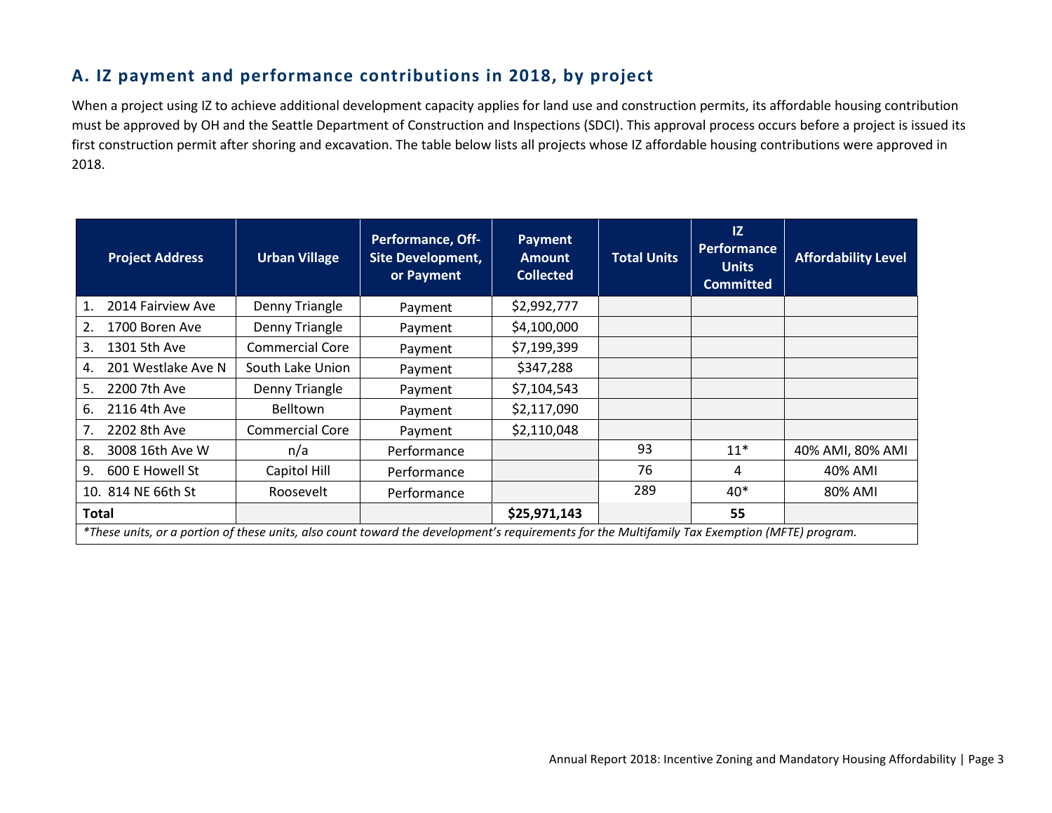## A. IZ payment and performance contributions in 2018, by project

When a project using IZ to achieve additional development capacity applies for land use and construction permits, its affordable housing contribution must be approved by OH and the Seattle Department of Construction and Inspections (SDCI). This approval process occurs before a project is issued its first construction permit after shoring and excavation. The table below lists all projects whose IZ affordable housing contributions were approved in 2018.

| Project Address | Urban Village | Performance, Off-Site Development, or Payment | Payment Amount Collected | Total Units | IZ Performance Units Committed | Affordability Level |
|---|---|---|---|---|---|---|
| 1. 2014 Fairview Ave | Denny Triangle | Payment | $2,992,777 | | | |
| 2. 1700 Boren Ave | Denny Triangle | Payment | $4,100,000 | | | |
| 3. 1301 5th Ave | Commercial Core | Payment | $7,199,399 | | | |
| 4. 201 Westlake Ave N | South Lake Union | Payment | $347,288 | | | |
| 5. 2200 7th Ave | Denny Triangle | Payment | $7,104,543 | | | |
| 6. 2116 4th Ave | Belltown | Payment | $2,117,090 | | | |
| 7. 2202 8th Ave | Commercial Core | Payment | $2,110,048 | | | |
| 8. 3008 16th Ave W | n/a | Performance | | 93 | 11* | 40% AMI, 80% AMI |
| 9. 600 E Howell St | Capitol Hill | Performance | | 76 | 4 | 40% AMI |
| 10. 814 NE 66th St | Roosevelt | Performance | | 289 | 40* | 80% AMI |
| **Total** | | | **$25,971,143** | | **55** | |

*\*These units, or a portion of these units, also count toward the development's requirements for the Multifamily Tax Exemption (MFTE) program.*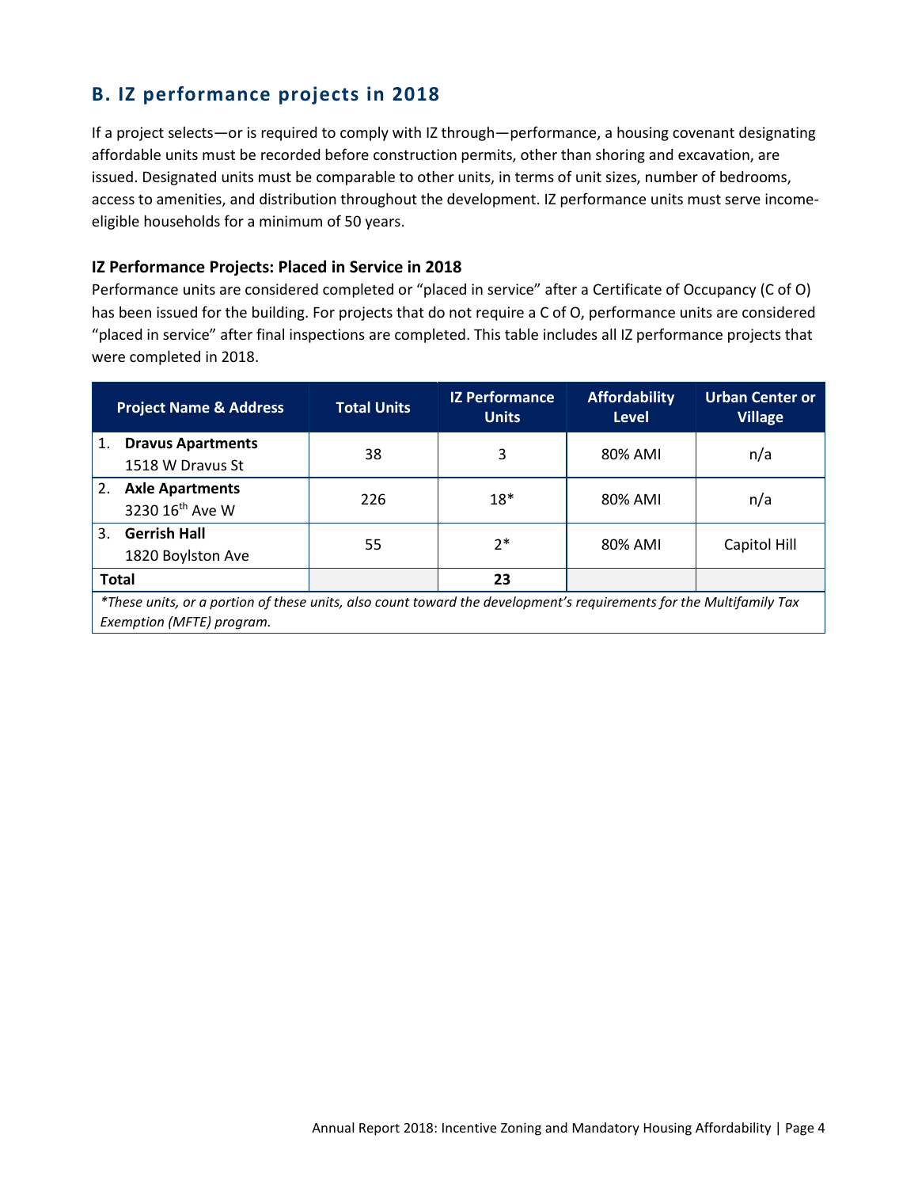## B. IZ performance projects in 2018

If a project selects—or is required to comply with IZ through—performance, a housing covenant designating affordable units must be recorded before construction permits, other than shoring and excavation, are issued. Designated units must be comparable to other units, in terms of unit sizes, number of bedrooms, access to amenities, and distribution throughout the development. IZ performance units must serve income-eligible households for a minimum of 50 years.

### IZ Performance Projects: Placed in Service in 2018

Performance units are considered completed or "placed in service" after a Certificate of Occupancy (C of O) has been issued for the building. For projects that do not require a C of O, performance units are considered "placed in service" after final inspections are completed. This table includes all IZ performance projects that were completed in 2018.

| Project Name & Address | Total Units | IZ Performance Units | Affordability Level | Urban Center or Village |
|---|---|---|---|---|
| 1. **Dravus Apartments** 1518 W Dravus St | 38 | 3 | 80% AMI | n/a |
| 2. **Axle Apartments** 3230 16th Ave W | 226 | 18* | 80% AMI | n/a |
| 3. **Gerrish Hall** 1820 Boylston Ave | 55 | 2* | 80% AMI | Capitol Hill |
| **Total** | | **23** | | |

*\*These units, or a portion of these units, also count toward the development's requirements for the Multifamily Tax Exemption (MFTE) program.*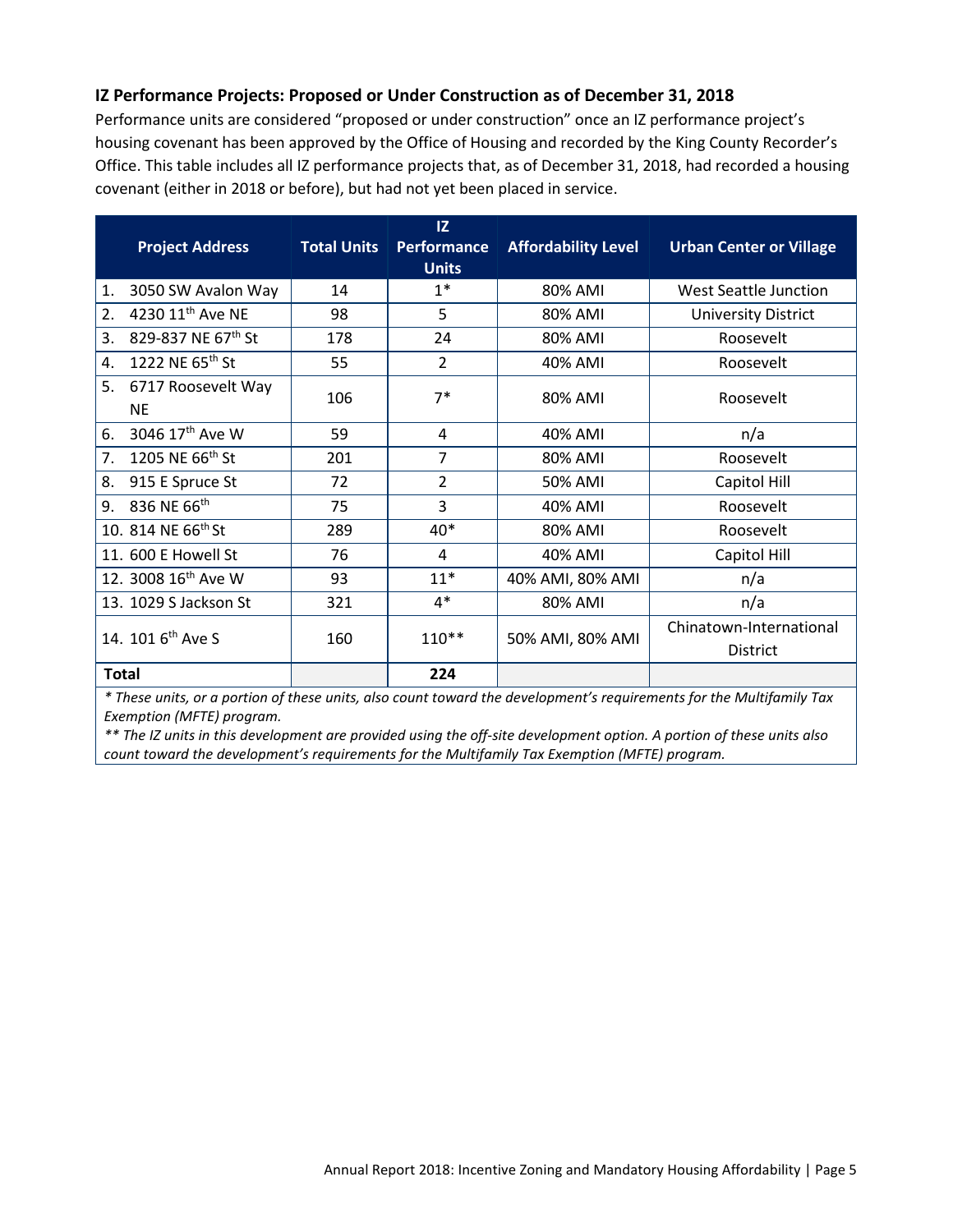### IZ Performance Projects: Proposed or Under Construction as of December 31, 2018

Performance units are considered "proposed or under construction" once an IZ performance project's housing covenant has been approved by the Office of Housing and recorded by the King County Recorder's Office. This table includes all IZ performance projects that, as of December 31, 2018, had recorded a housing covenant (either in 2018 or before), but had not yet been placed in service.

| Project Address | Total Units | IZ Performance Units | Affordability Level | Urban Center or Village |
|---|---|---|---|---|
| 1. 3050 SW Avalon Way | 14 | 1* | 80% AMI | West Seattle Junction |
| 2. 4230 11th Ave NE | 98 | 5 | 80% AMI | University District |
| 3. 829-837 NE 67th St | 178 | 24 | 80% AMI | Roosevelt |
| 4. 1222 NE 65th St | 55 | 2 | 40% AMI | Roosevelt |
| 5. 6717 Roosevelt Way NE | 106 | 7* | 80% AMI | Roosevelt |
| 6. 3046 17th Ave W | 59 | 4 | 40% AMI | n/a |
| 7. 1205 NE 66th St | 201 | 7 | 80% AMI | Roosevelt |
| 8. 915 E Spruce St | 72 | 2 | 50% AMI | Capitol Hill |
| 9. 836 NE 66th | 75 | 3 | 40% AMI | Roosevelt |
| 10. 814 NE 66th St | 289 | 40* | 80% AMI | Roosevelt |
| 11. 600 E Howell St | 76 | 4 | 40% AMI | Capitol Hill |
| 12. 3008 16th Ave W | 93 | 11* | 40% AMI, 80% AMI | n/a |
| 13. 1029 S Jackson St | 321 | 4* | 80% AMI | n/a |
| 14. 101 6th Ave S | 160 | 110** | 50% AMI, 80% AMI | Chinatown-International District |
| **Total** | | **224** | | |

*\* These units, or a portion of these units, also count toward the development's requirements for the Multifamily Tax Exemption (MFTE) program.*

*\*\* The IZ units in this development are provided using the off-site development option. A portion of these units also count toward the development's requirements for the Multifamily Tax Exemption (MFTE) program.*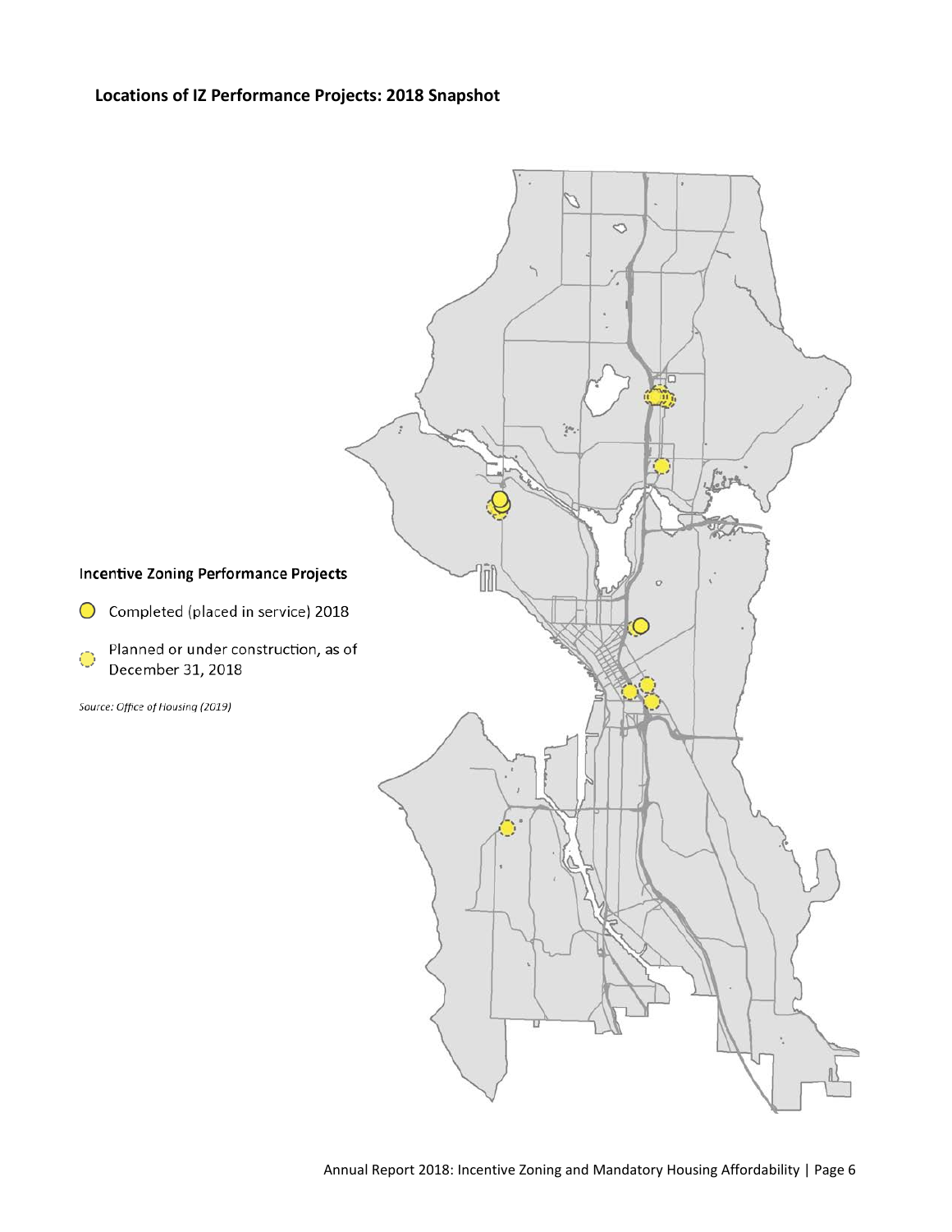**Locations of IZ Performance Projects: 2018 Snapshot**

**Incentive Zoning Performance Projects**

- Completed (placed in service) 2018
- Planned or under construction, as of December 31, 2018

*Source: Office of Housing (2019)*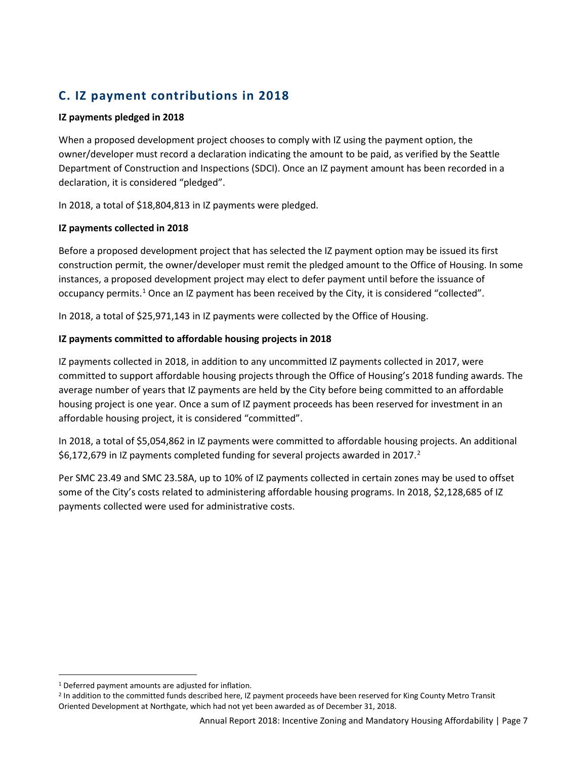## C. IZ payment contributions in 2018

**IZ payments pledged in 2018**

When a proposed development project chooses to comply with IZ using the payment option, the owner/developer must record a declaration indicating the amount to be paid, as verified by the Seattle Department of Construction and Inspections (SDCI). Once an IZ payment amount has been recorded in a declaration, it is considered "pledged".

In 2018, a total of $18,804,813 in IZ payments were pledged.

**IZ payments collected in 2018**

Before a proposed development project that has selected the IZ payment option may be issued its first construction permit, the owner/developer must remit the pledged amount to the Office of Housing. In some instances, a proposed development project may elect to defer payment until before the issuance of occupancy permits.[1] Once an IZ payment has been received by the City, it is considered "collected".

In 2018, a total of $25,971,143 in IZ payments were collected by the Office of Housing.

**IZ payments committed to affordable housing projects in 2018**

IZ payments collected in 2018, in addition to any uncommitted IZ payments collected in 2017, were committed to support affordable housing projects through the Office of Housing's 2018 funding awards. The average number of years that IZ payments are held by the City before being committed to an affordable housing project is one year. Once a sum of IZ payment proceeds has been reserved for investment in an affordable housing project, it is considered "committed".

In 2018, a total of $5,054,862 in IZ payments were committed to affordable housing projects. An additional $6,172,679 in IZ payments completed funding for several projects awarded in 2017.[2]

Per SMC 23.49 and SMC 23.58A, up to 10% of IZ payments collected in certain zones may be used to offset some of the City's costs related to administering affordable housing programs. In 2018, $2,128,685 of IZ payments collected were used for administrative costs.

---

[1] Deferred payment amounts are adjusted for inflation.

[2] In addition to the committed funds described here, IZ payment proceeds have been reserved for King County Metro Transit Oriented Development at Northgate, which had not yet been awarded as of December 31, 2018.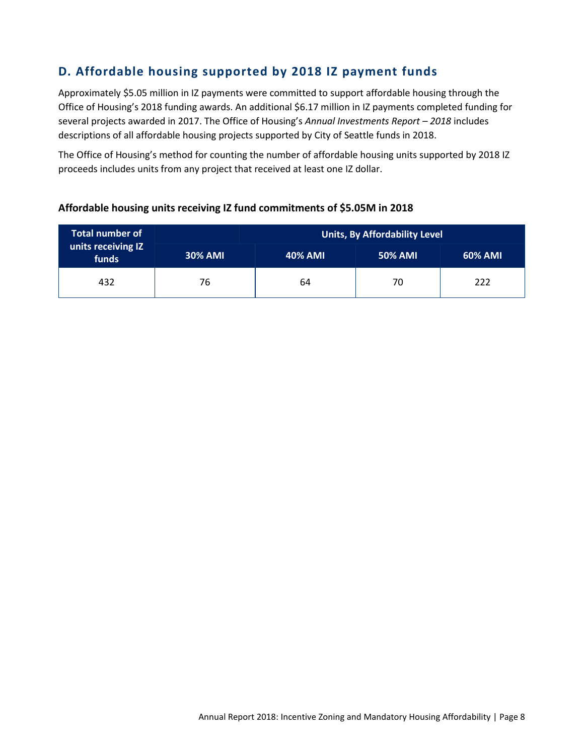## D. Affordable housing supported by 2018 IZ payment funds

Approximately $5.05 million in IZ payments were committed to support affordable housing through the Office of Housing's 2018 funding awards. An additional $6.17 million in IZ payments completed funding for several projects awarded in 2017. The Office of Housing's *Annual Investments Report – 2018* includes descriptions of all affordable housing projects supported by City of Seattle funds in 2018.

The Office of Housing's method for counting the number of affordable housing units supported by 2018 IZ proceeds includes units from any project that received at least one IZ dollar.

**Affordable housing units receiving IZ fund commitments of $5.05M in 2018**

| Total number of units receiving IZ funds | Units, By Affordability Level | | | |
|---|---|---|---|---|
| | 30% AMI | 40% AMI | 50% AMI | 60% AMI |
| 432 | 76 | 64 | 70 | 222 |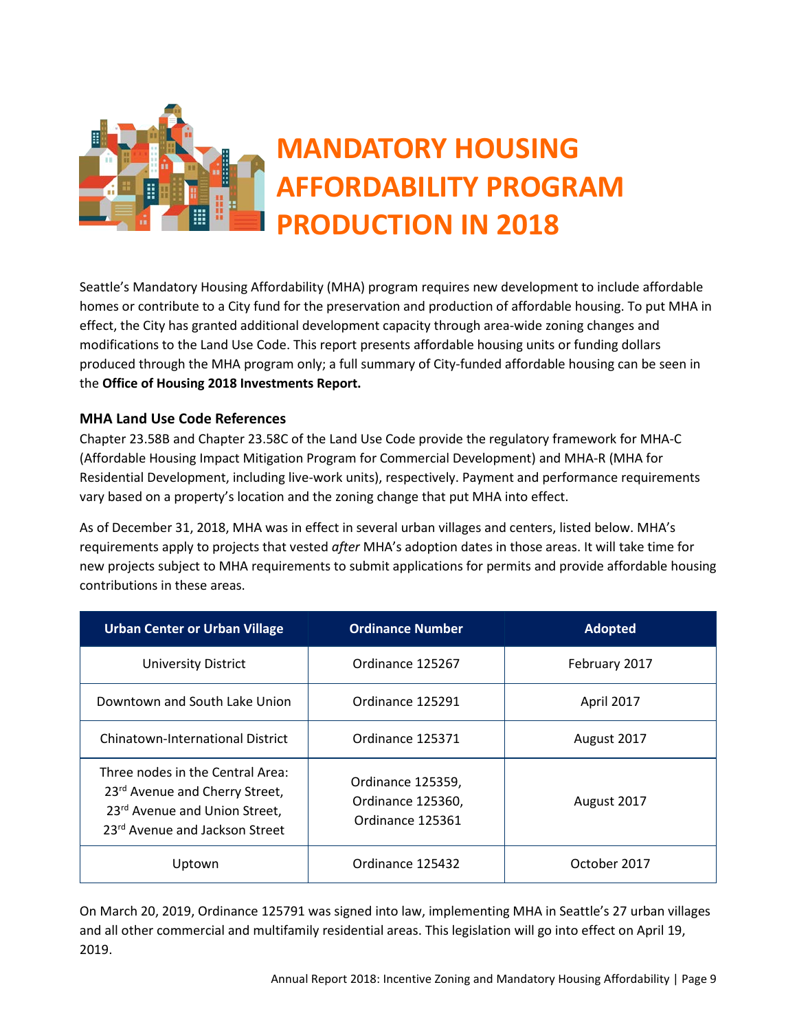# MANDATORY HOUSING AFFORDABILITY PROGRAM PRODUCTION IN 2018

Seattle's Mandatory Housing Affordability (MHA) program requires new development to include affordable homes or contribute to a City fund for the preservation and production of affordable housing. To put MHA in effect, the City has granted additional development capacity through area-wide zoning changes and modifications to the Land Use Code. This report presents affordable housing units or funding dollars produced through the MHA program only; a full summary of City-funded affordable housing can be seen in the **Office of Housing 2018 Investments Report.**

### MHA Land Use Code References

Chapter 23.58B and Chapter 23.58C of the Land Use Code provide the regulatory framework for MHA-C (Affordable Housing Impact Mitigation Program for Commercial Development) and MHA-R (MHA for Residential Development, including live-work units), respectively. Payment and performance requirements vary based on a property's location and the zoning change that put MHA into effect.

As of December 31, 2018, MHA was in effect in several urban villages and centers, listed below. MHA's requirements apply to projects that vested *after* MHA's adoption dates in those areas. It will take time for new projects subject to MHA requirements to submit applications for permits and provide affordable housing contributions in these areas.

| Urban Center or Urban Village | Ordinance Number | Adopted |
|---|---|---|
| University District | Ordinance 125267 | February 2017 |
| Downtown and South Lake Union | Ordinance 125291 | April 2017 |
| Chinatown-International District | Ordinance 125371 | August 2017 |
| Three nodes in the Central Area: 23rd Avenue and Cherry Street, 23rd Avenue and Union Street, 23rd Avenue and Jackson Street | Ordinance 125359, Ordinance 125360, Ordinance 125361 | August 2017 |
| Uptown | Ordinance 125432 | October 2017 |

On March 20, 2019, Ordinance 125791 was signed into law, implementing MHA in Seattle's 27 urban villages and all other commercial and multifamily residential areas. This legislation will go into effect on April 19, 2019.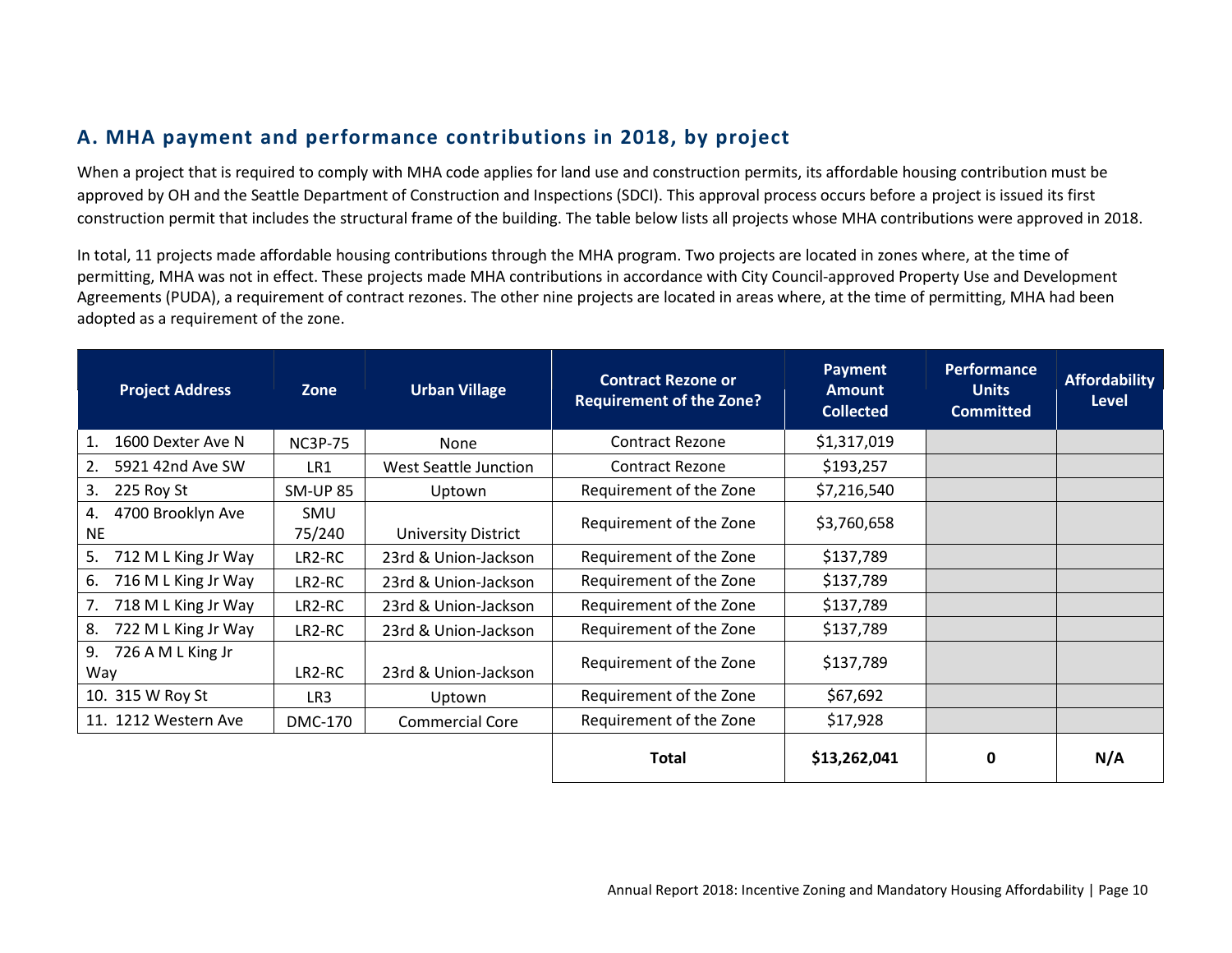## A. MHA payment and performance contributions in 2018, by project

When a project that is required to comply with MHA code applies for land use and construction permits, its affordable housing contribution must be approved by OH and the Seattle Department of Construction and Inspections (SDCI). This approval process occurs before a project is issued its first construction permit that includes the structural frame of the building. The table below lists all projects whose MHA contributions were approved in 2018.

In total, 11 projects made affordable housing contributions through the MHA program. Two projects are located in zones where, at the time of permitting, MHA was not in effect. These projects made MHA contributions in accordance with City Council-approved Property Use and Development Agreements (PUDA), a requirement of contract rezones. The other nine projects are located in areas where, at the time of permitting, MHA had been adopted as a requirement of the zone.

| Project Address | Zone | Urban Village | Contract Rezone or Requirement of the Zone? | Payment Amount Collected | Performance Units Committed | Affordability Level |
|---|---|---|---|---|---|---|
| 1. 1600 Dexter Ave N | NC3P-75 | None | Contract Rezone | $1,317,019 | | |
| 2. 5921 42nd Ave SW | LR1 | West Seattle Junction | Contract Rezone | $193,257 | | |
| 3. 225 Roy St | SM-UP 85 | Uptown | Requirement of the Zone | $7,216,540 | | |
| 4. 4700 Brooklyn Ave NE | SMU 75/240 | University District | Requirement of the Zone | $3,760,658 | | |
| 5. 712 M L King Jr Way | LR2-RC | 23rd & Union-Jackson | Requirement of the Zone | $137,789 | | |
| 6. 716 M L King Jr Way | LR2-RC | 23rd & Union-Jackson | Requirement of the Zone | $137,789 | | |
| 7. 718 M L King Jr Way | LR2-RC | 23rd & Union-Jackson | Requirement of the Zone | $137,789 | | |
| 8. 722 M L King Jr Way | LR2-RC | 23rd & Union-Jackson | Requirement of the Zone | $137,789 | | |
| 9. 726 A M L King Jr Way | LR2-RC | 23rd & Union-Jackson | Requirement of the Zone | $137,789 | | |
| 10. 315 W Roy St | LR3 | Uptown | Requirement of the Zone | $67,692 | | |
| 11. 1212 Western Ave | DMC-170 | Commercial Core | Requirement of the Zone | $17,928 | | |
| | | | **Total** | **$13,262,041** | **0** | **N/A** |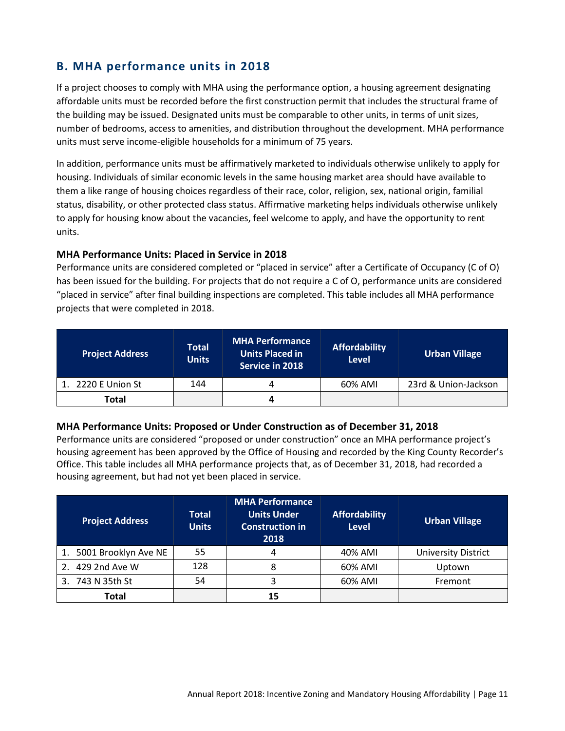## B. MHA performance units in 2018

If a project chooses to comply with MHA using the performance option, a housing agreement designating affordable units must be recorded before the first construction permit that includes the structural frame of the building may be issued. Designated units must be comparable to other units, in terms of unit sizes, number of bedrooms, access to amenities, and distribution throughout the development. MHA performance units must serve income-eligible households for a minimum of 75 years.

In addition, performance units must be affirmatively marketed to individuals otherwise unlikely to apply for housing. Individuals of similar economic levels in the same housing market area should have available to them a like range of housing choices regardless of their race, color, religion, sex, national origin, familial status, disability, or other protected class status. Affirmative marketing helps individuals otherwise unlikely to apply for housing know about the vacancies, feel welcome to apply, and have the opportunity to rent units.

### MHA Performance Units: Placed in Service in 2018

Performance units are considered completed or "placed in service" after a Certificate of Occupancy (C of O) has been issued for the building. For projects that do not require a C of O, performance units are considered "placed in service" after final building inspections are completed. This table includes all MHA performance projects that were completed in 2018.

| Project Address | Total Units | MHA Performance Units Placed in Service in 2018 | Affordability Level | Urban Village |
|---|---|---|---|---|
| 1. 2220 E Union St | 144 | 4 | 60% AMI | 23rd & Union-Jackson |
| **Total** | | **4** | | |

### MHA Performance Units: Proposed or Under Construction as of December 31, 2018

Performance units are considered "proposed or under construction" once an MHA performance project's housing agreement has been approved by the Office of Housing and recorded by the King County Recorder's Office. This table includes all MHA performance projects that, as of December 31, 2018, had recorded a housing agreement, but had not yet been placed in service.

| Project Address | Total Units | MHA Performance Units Under Construction in 2018 | Affordability Level | Urban Village |
|---|---|---|---|---|
| 1. 5001 Brooklyn Ave NE | 55 | 4 | 40% AMI | University District |
| 2. 429 2nd Ave W | 128 | 8 | 60% AMI | Uptown |
| 3. 743 N 35th St | 54 | 3 | 60% AMI | Fremont |
| **Total** | | **15** | | |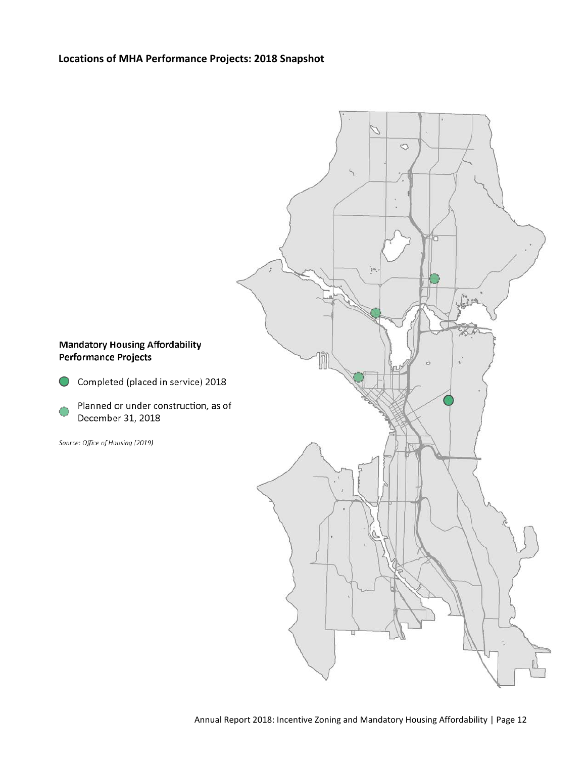## Locations of MHA Performance Projects: 2018 Snapshot

**Mandatory Housing Affordability Performance Projects**

- Completed (placed in service) 2018
- Planned or under construction, as of December 31, 2018

*Source: Office of Housing (2019)*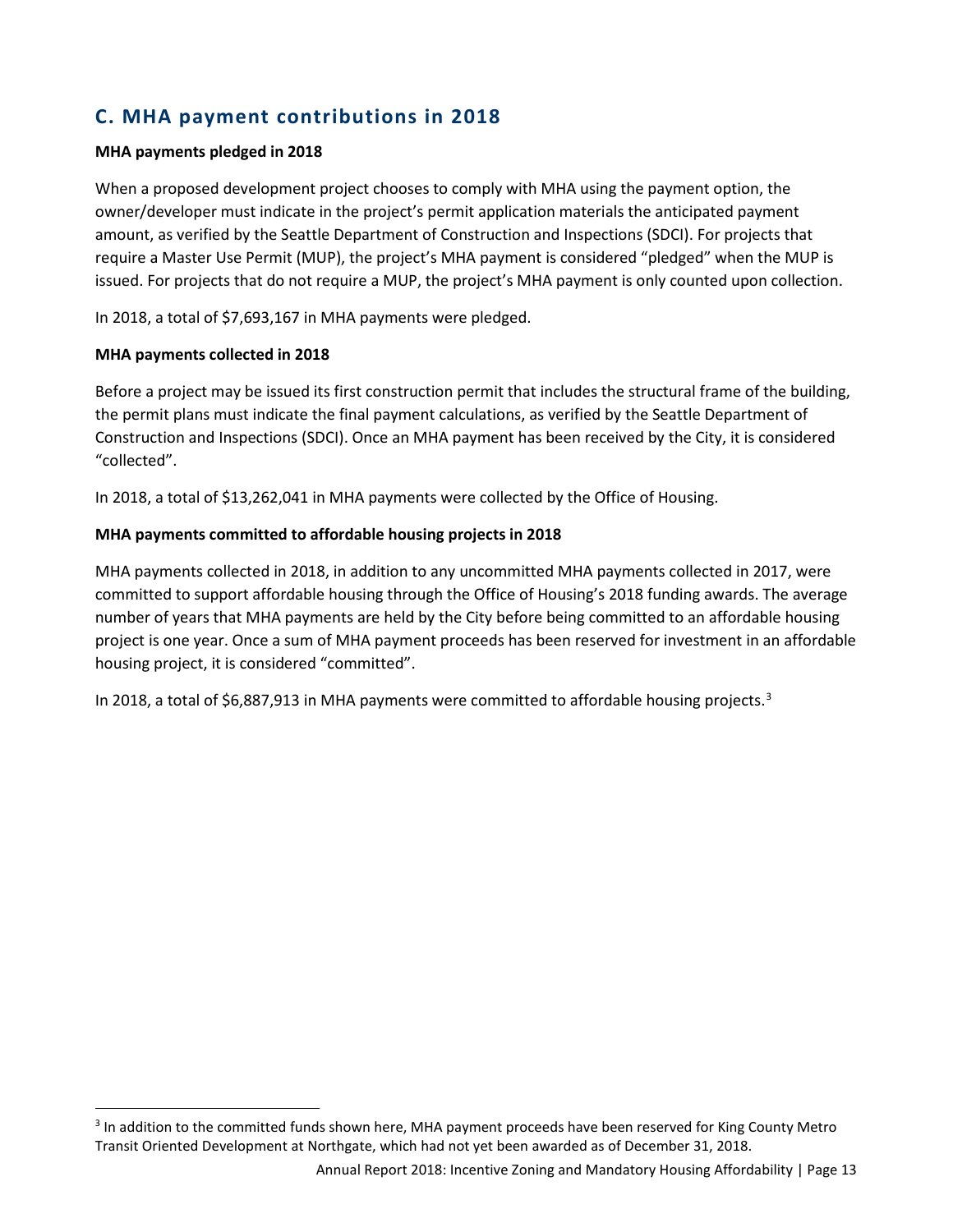## C. MHA payment contributions in 2018

**MHA payments pledged in 2018**

When a proposed development project chooses to comply with MHA using the payment option, the owner/developer must indicate in the project's permit application materials the anticipated payment amount, as verified by the Seattle Department of Construction and Inspections (SDCI). For projects that require a Master Use Permit (MUP), the project's MHA payment is considered "pledged" when the MUP is issued. For projects that do not require a MUP, the project's MHA payment is only counted upon collection.

In 2018, a total of $7,693,167 in MHA payments were pledged.

**MHA payments collected in 2018**

Before a project may be issued its first construction permit that includes the structural frame of the building, the permit plans must indicate the final payment calculations, as verified by the Seattle Department of Construction and Inspections (SDCI). Once an MHA payment has been received by the City, it is considered "collected".

In 2018, a total of $13,262,041 in MHA payments were collected by the Office of Housing.

**MHA payments committed to affordable housing projects in 2018**

MHA payments collected in 2018, in addition to any uncommitted MHA payments collected in 2017, were committed to support affordable housing through the Office of Housing's 2018 funding awards. The average number of years that MHA payments are held by the City before being committed to an affordable housing project is one year. Once a sum of MHA payment proceeds has been reserved for investment in an affordable housing project, it is considered "committed".

In 2018, a total of $6,887,913 in MHA payments were committed to affordable housing projects.[3]

[3] In addition to the committed funds shown here, MHA payment proceeds have been reserved for King County Metro Transit Oriented Development at Northgate, which had not yet been awarded as of December 31, 2018.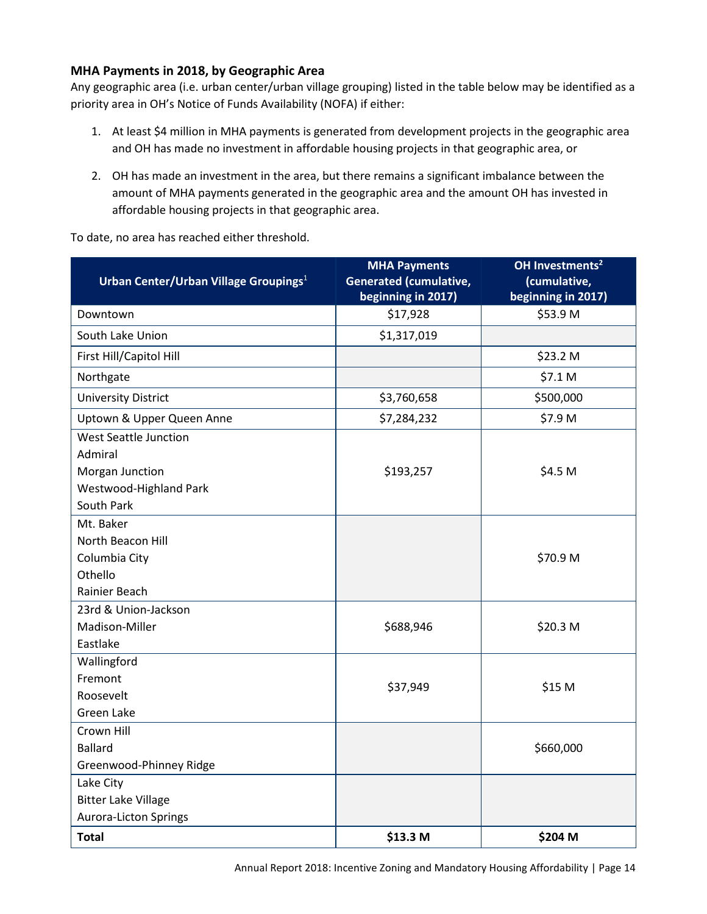### MHA Payments in 2018, by Geographic Area

Any geographic area (i.e. urban center/urban village grouping) listed in the table below may be identified as a priority area in OH's Notice of Funds Availability (NOFA) if either:

1. At least $4 million in MHA payments is generated from development projects in the geographic area and OH has made no investment in affordable housing projects in that geographic area, or
2. OH has made an investment in the area, but there remains a significant imbalance between the amount of MHA payments generated in the geographic area and the amount OH has invested in affordable housing projects in that geographic area.

To date, no area has reached either threshold.

| Urban Center/Urban Village Groupings[1] | MHA Payments Generated (cumulative, beginning in 2017) | OH Investments[2] (cumulative, beginning in 2017) |
|---|---|---|
| Downtown | $17,928 | $53.9 M |
| South Lake Union | $1,317,019 | |
| First Hill/Capitol Hill | | $23.2 M |
| Northgate | | $7.1 M |
| University District | $3,760,658 | $500,000 |
| Uptown & Upper Queen Anne | $7,284,232 | $7.9 M |
| West Seattle Junction<br>Admiral<br>Morgan Junction<br>Westwood-Highland Park<br>South Park | $193,257 | $4.5 M |
| Mt. Baker<br>North Beacon Hill<br>Columbia City<br>Othello<br>Rainier Beach | | $70.9 M |
| 23rd & Union-Jackson<br>Madison-Miller<br>Eastlake | $688,946 | $20.3 M |
| Wallingford<br>Fremont<br>Roosevelt<br>Green Lake | $37,949 | $15 M |
| Crown Hill<br>Ballard<br>Greenwood-Phinney Ridge | | $660,000 |
| Lake City<br>Bitter Lake Village<br>Aurora-Licton Springs | | |
| **Total** | **$13.3 M** | **$204 M** |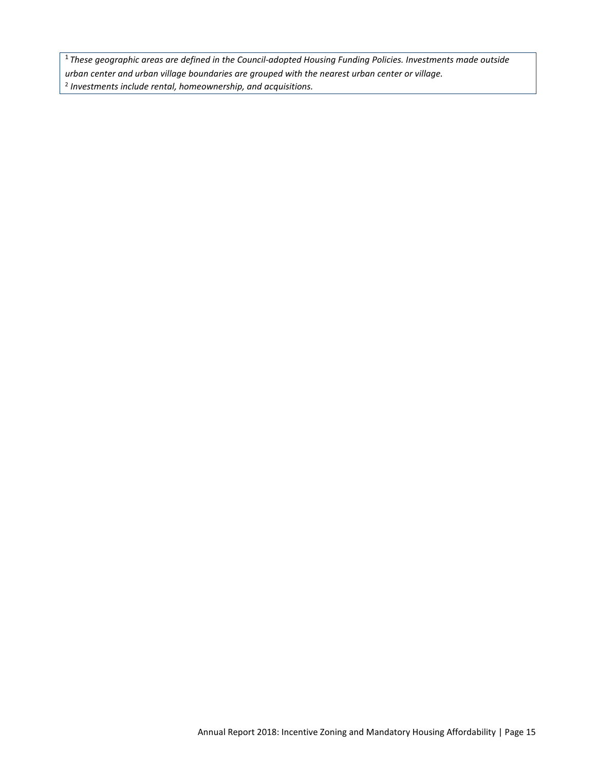[1] *These geographic areas are defined in the Council-adopted Housing Funding Policies. Investments made outside urban center and urban village boundaries are grouped with the nearest urban center or village.*

[2] *Investments include rental, homeownership, and acquisitions.*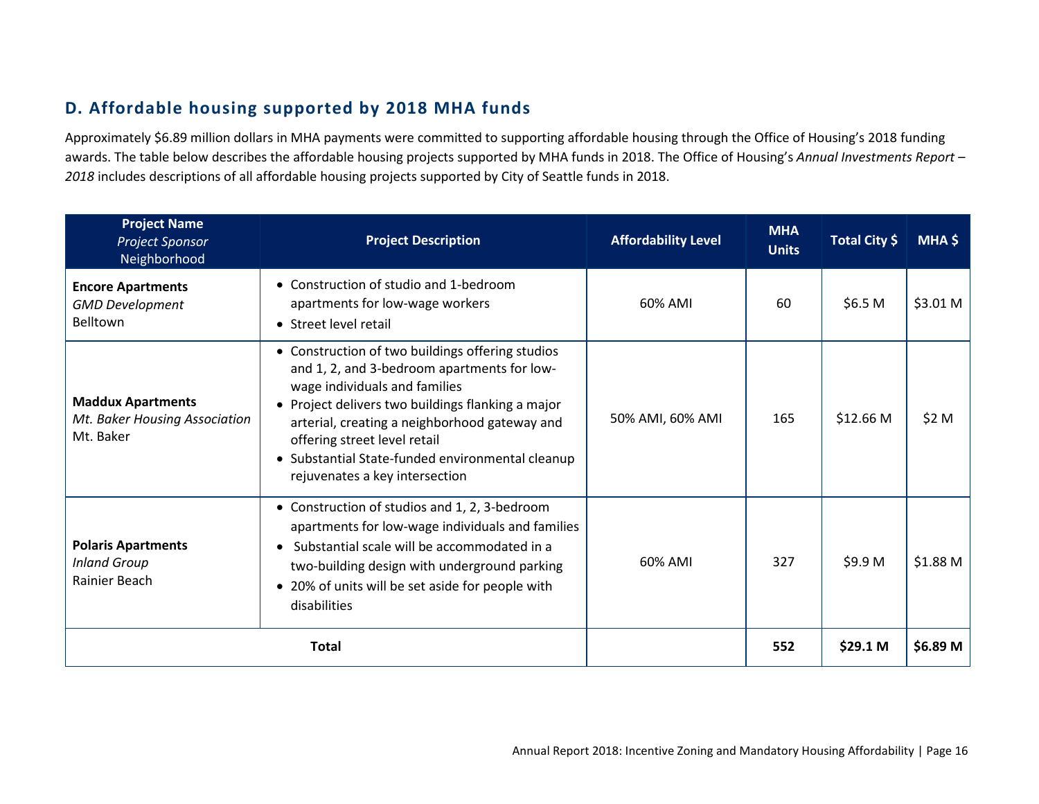## D. Affordable housing supported by 2018 MHA funds

Approximately $6.89 million dollars in MHA payments were committed to supporting affordable housing through the Office of Housing's 2018 funding awards. The table below describes the affordable housing projects supported by MHA funds in 2018. The Office of Housing's *Annual Investments Report – 2018* includes descriptions of all affordable housing projects supported by City of Seattle funds in 2018.

| **Project Name** *Project Sponsor* Neighborhood | **Project Description** | **Affordability Level** | **MHA Units** | **Total City $** | **MHA $** |
|---|---|---|---|---|---|
| **Encore Apartments** *GMD Development* Belltown | • Construction of studio and 1-bedroom apartments for low-wage workers<br>• Street level retail | 60% AMI | 60 | $6.5 M | $3.01 M |
| **Maddux Apartments** *Mt. Baker Housing Association* Mt. Baker | • Construction of two buildings offering studios and 1, 2, and 3-bedroom apartments for low-wage individuals and families<br>• Project delivers two buildings flanking a major arterial, creating a neighborhood gateway and offering street level retail<br>• Substantial State-funded environmental cleanup rejuvenates a key intersection | 50% AMI, 60% AMI | 165 | $12.66 M | $2 M |
| **Polaris Apartments** *Inland Group* Rainier Beach | • Construction of studios and 1, 2, 3-bedroom apartments for low-wage individuals and families<br>• Substantial scale will be accommodated in a two-building design with underground parking<br>• 20% of units will be set aside for people with disabilities | 60% AMI | 327 | $9.9 M | $1.88 M |
| **Total** | | | **552** | **$29.1 M** | **$6.89 M** |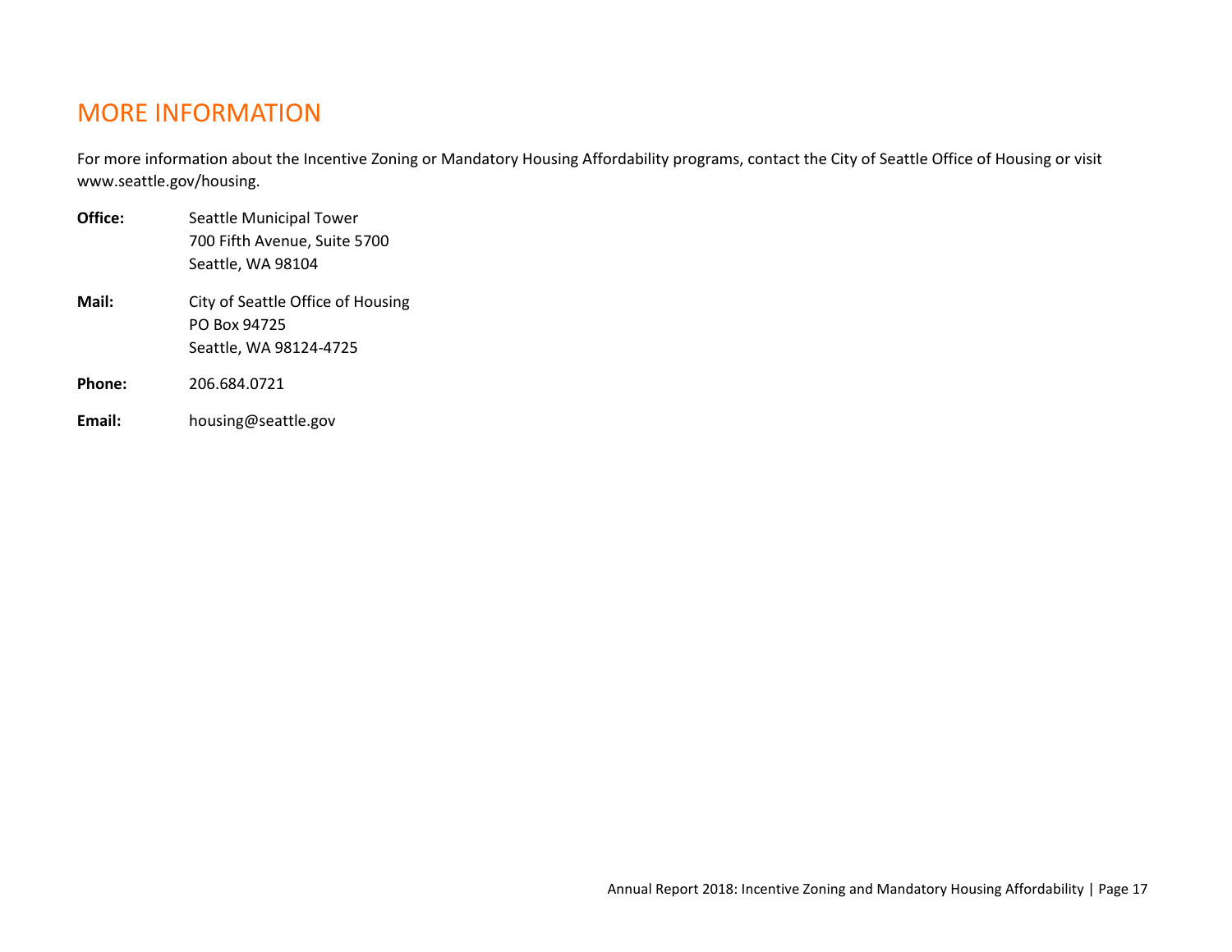# MORE INFORMATION

For more information about the Incentive Zoning or Mandatory Housing Affordability programs, contact the City of Seattle Office of Housing or visit www.seattle.gov/housing.

**Office:** Seattle Municipal Tower
700 Fifth Avenue, Suite 5700
Seattle, WA 98104

**Mail:** City of Seattle Office of Housing
PO Box 94725
Seattle, WA 98124-4725

**Phone:** 206.684.0721

**Email:** housing@seattle.gov